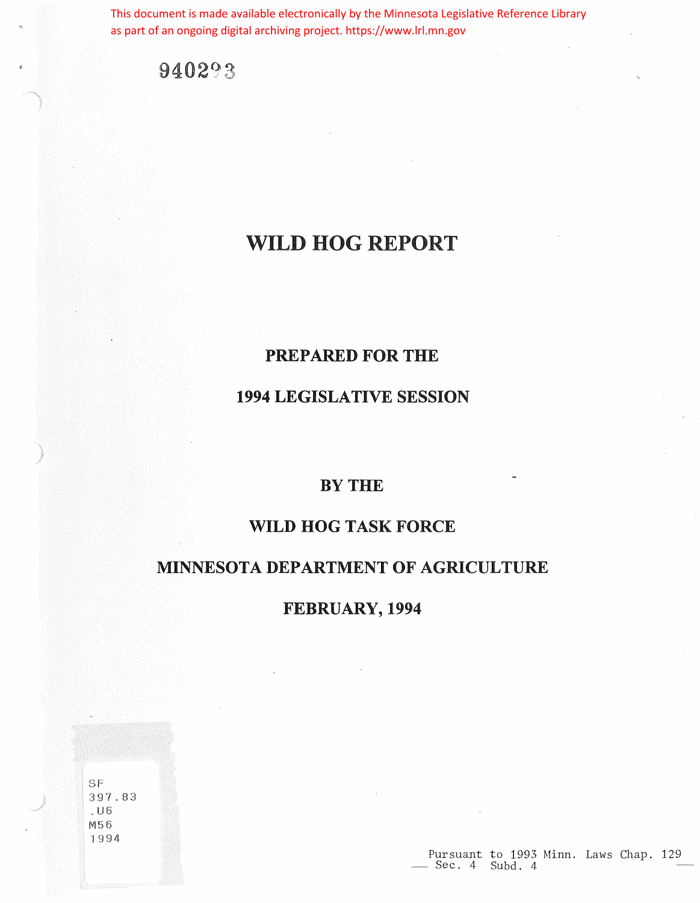This document is made available electronically by the Minnesota Legislative Reference Library as part of an ongoing digital archiving project. https://www.lrl.mn.gov

940293

# WILD HOG REPORT

## PREPARED FOR THE

## 1994 LEGISLATIVE SESSION

## BY THE

## WILD HOG TASK FORCE

## MINNESOTA DEPARTMENT OF AGRICULTURE

## FEBRUARY, 1994

SF
397.83
.U6
M56
1994

Pursuant to 1993 Minn. Laws Chap. 129
Sec. 4 Subd. 4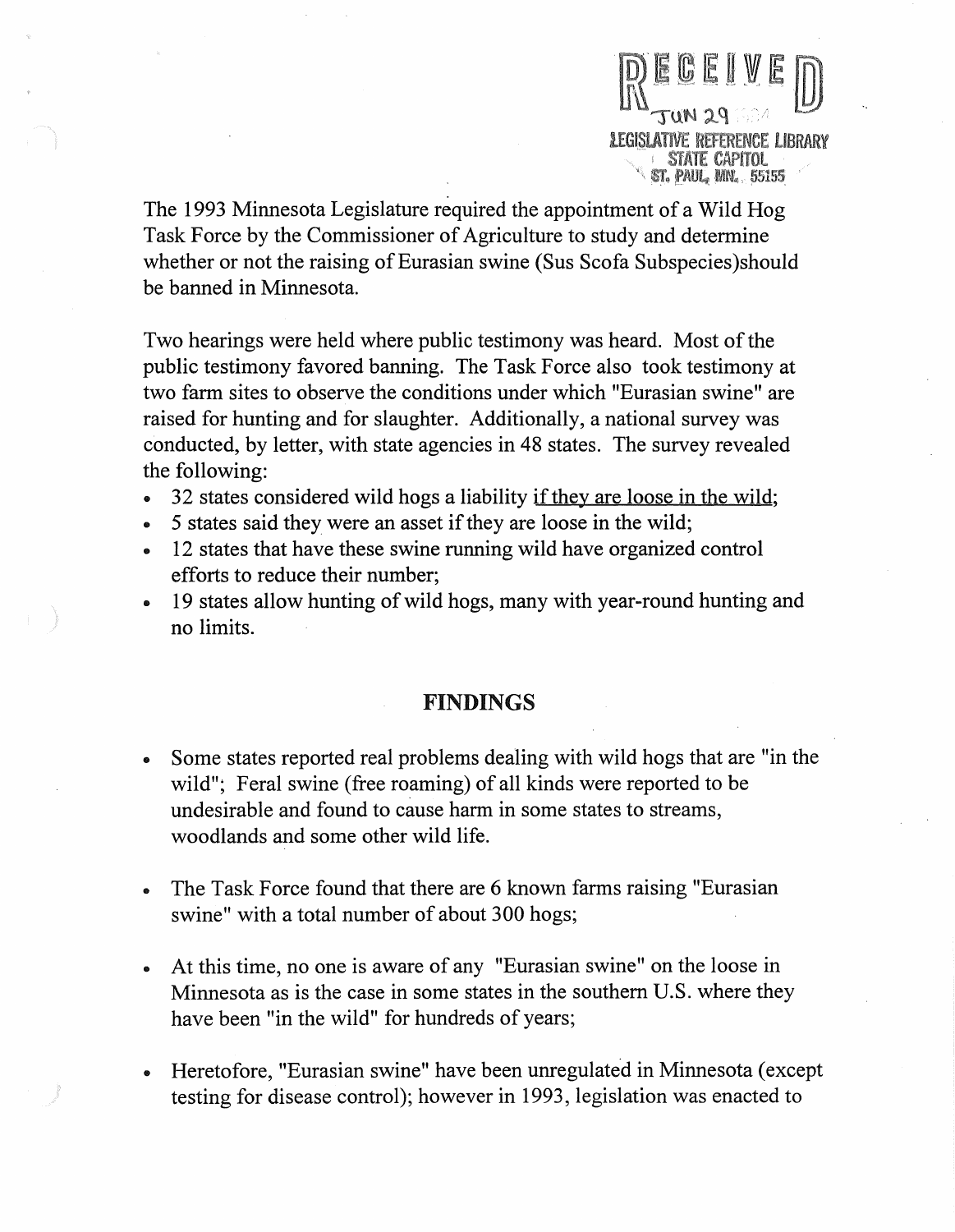RECEIVED

JUN 29

LEGISLATIVE REFERENCE LIBRARY
STATE CAPITOL
ST. PAUL, MN. 55155

The 1993 Minnesota Legislature required the appointment of a Wild Hog Task Force by the Commissioner of Agriculture to study and determine whether or not the raising of Eurasian swine (Sus Scofa Subspecies)should be banned in Minnesota.

Two hearings were held where public testimony was heard. Most of the public testimony favored banning. The Task Force also took testimony at two farm sites to observe the conditions under which "Eurasian swine" are raised for hunting and for slaughter. Additionally, a national survey was conducted, by letter, with state agencies in 48 states. The survey revealed the following:

- 32 states considered wild hogs a liability <u>if they are loose in the wild</u>;
- 5 states said they were an asset if they are loose in the wild;
- 12 states that have these swine running wild have organized control efforts to reduce their number;
- 19 states allow hunting of wild hogs, many with year-round hunting and no limits.

## FINDINGS

- Some states reported real problems dealing with wild hogs that are "in the wild"; Feral swine (free roaming) of all kinds were reported to be undesirable and found to cause harm in some states to streams, woodlands and some other wild life.

- The Task Force found that there are 6 known farms raising "Eurasian swine" with a total number of about 300 hogs;

- At this time, no one is aware of any "Eurasian swine" on the loose in Minnesota as is the case in some states in the southern U.S. where they have been "in the wild" for hundreds of years;

- Heretofore, "Eurasian swine" have been unregulated in Minnesota (except testing for disease control); however in 1993, legislation was enacted to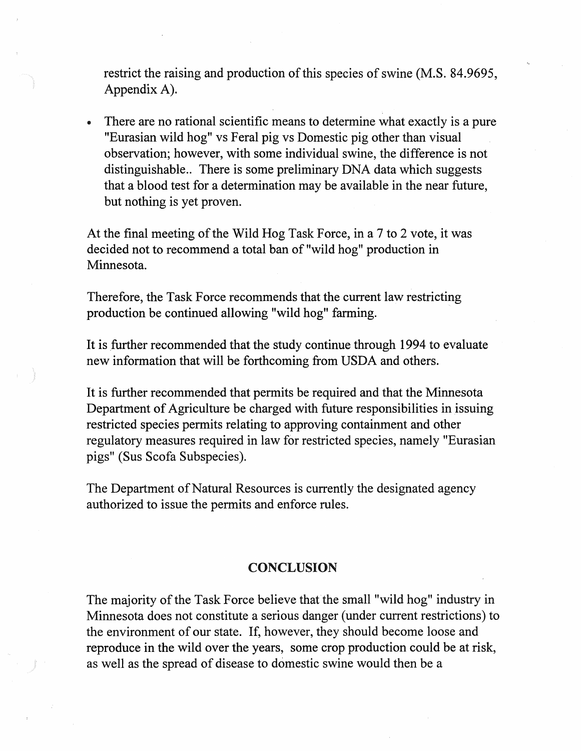restrict the raising and production of this species of swine (M.S. 84.9695, Appendix A).

- There are no rational scientific means to determine what exactly is a pure "Eurasian wild hog" vs Feral pig vs Domestic pig other than visual observation; however, with some individual swine, the difference is not distinguishable.. There is some preliminary DNA data which suggests that a blood test for a determination may be available in the near future, but nothing is yet proven.

At the final meeting of the Wild Hog Task Force, in a 7 to 2 vote, it was decided not to recommend a total ban of "wild hog" production in Minnesota.

Therefore, the Task Force recommends that the current law restricting production be continued allowing "wild hog" farming.

It is further recommended that the study continue through 1994 to evaluate new information that will be forthcoming from USDA and others.

It is further recommended that permits be required and that the Minnesota Department of Agriculture be charged with future responsibilities in issuing restricted species permits relating to approving containment and other regulatory measures required in law for restricted species, namely "Eurasian pigs" (Sus Scofa Subspecies).

The Department of Natural Resources is currently the designated agency authorized to issue the permits and enforce rules.

## CONCLUSION

The majority of the Task Force believe that the small "wild hog" industry in Minnesota does not constitute a serious danger (under current restrictions) to the environment of our state. If, however, they should become loose and reproduce in the wild over the years, some crop production could be at risk, as well as the spread of disease to domestic swine would then be a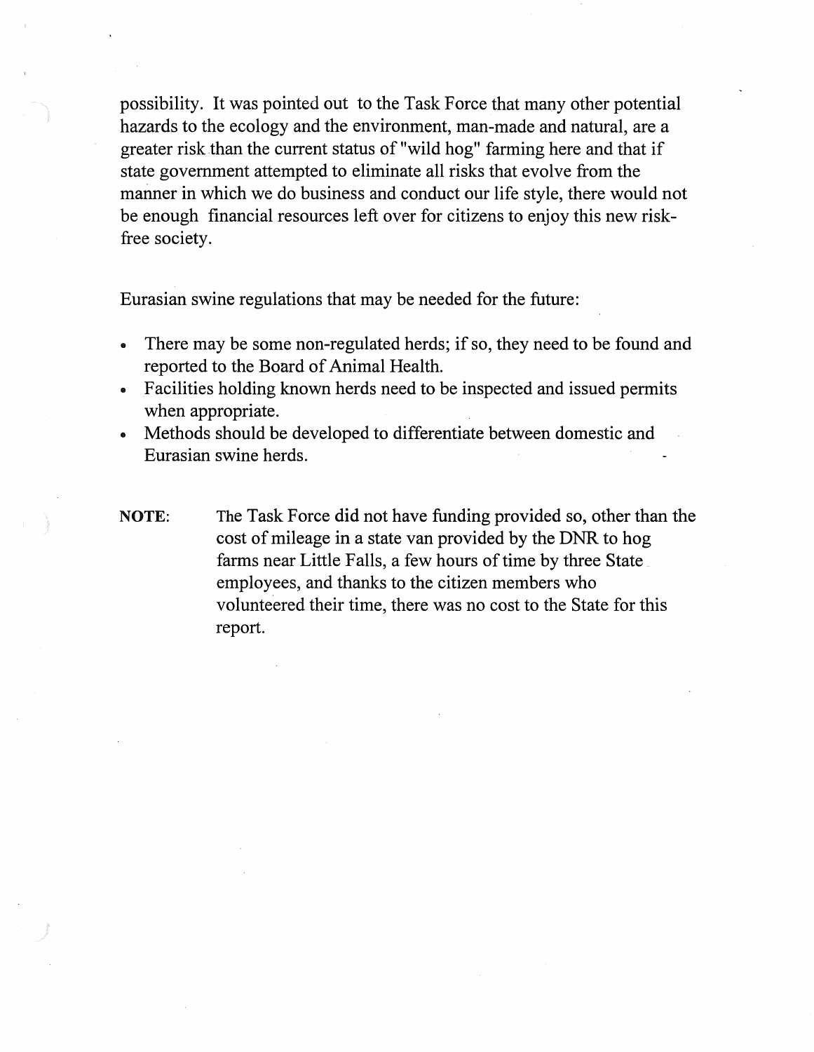possibility. It was pointed out to the Task Force that many other potential hazards to the ecology and the environment, man-made and natural, are a greater risk than the current status of "wild hog" farming here and that if state government attempted to eliminate all risks that evolve from the manner in which we do business and conduct our life style, there would not be enough financial resources left over for citizens to enjoy this new risk-free society.

Eurasian swine regulations that may be needed for the future:

- There may be some non-regulated herds; if so, they need to be found and reported to the Board of Animal Health.
- Facilities holding known herds need to be inspected and issued permits when appropriate.
- Methods should be developed to differentiate between domestic and Eurasian swine herds.

**NOTE:** The Task Force did not have funding provided so, other than the cost of mileage in a state van provided by the DNR to hog farms near Little Falls, a few hours of time by three State employees, and thanks to the citizen members who volunteered their time, there was no cost to the State for this report.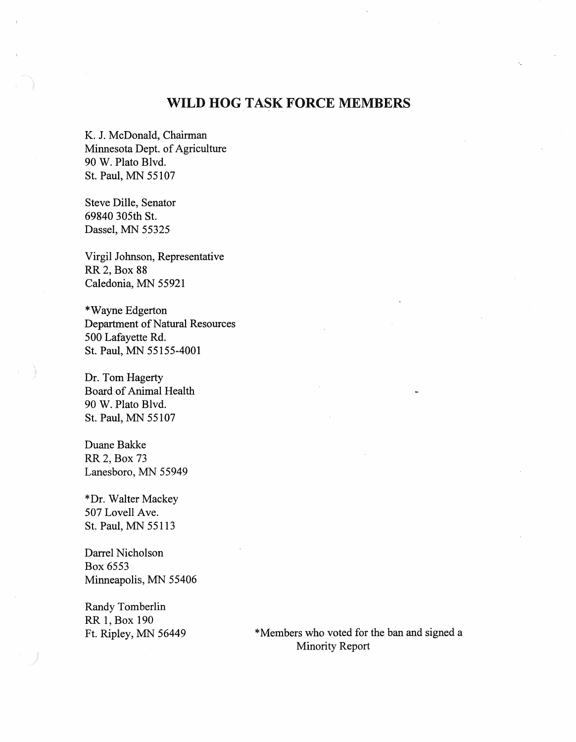## WILD HOG TASK FORCE MEMBERS

K. J. McDonald, Chairman
Minnesota Dept. of Agriculture
90 W. Plato Blvd.
St. Paul, MN 55107

Steve Dille, Senator
69840 305th St.
Dassel, MN 55325

Virgil Johnson, Representative
RR 2, Box 88
Caledonia, MN 55921

*Wayne Edgerton
Department of Natural Resources
500 Lafayette Rd.
St. Paul, MN 55155-4001

Dr. Tom Hagerty
Board of Animal Health
90 W. Plato Blvd.
St. Paul, MN 55107

Duane Bakke
RR 2, Box 73
Lanesboro, MN 55949

*Dr. Walter Mackey
507 Lovell Ave.
St. Paul, MN 55113

Darrel Nicholson
Box 6553
Minneapolis, MN 55406

Randy Tomberlin
RR 1, Box 190
Ft. Ripley, MN 56449

*Members who voted for the ban and signed a Minority Report